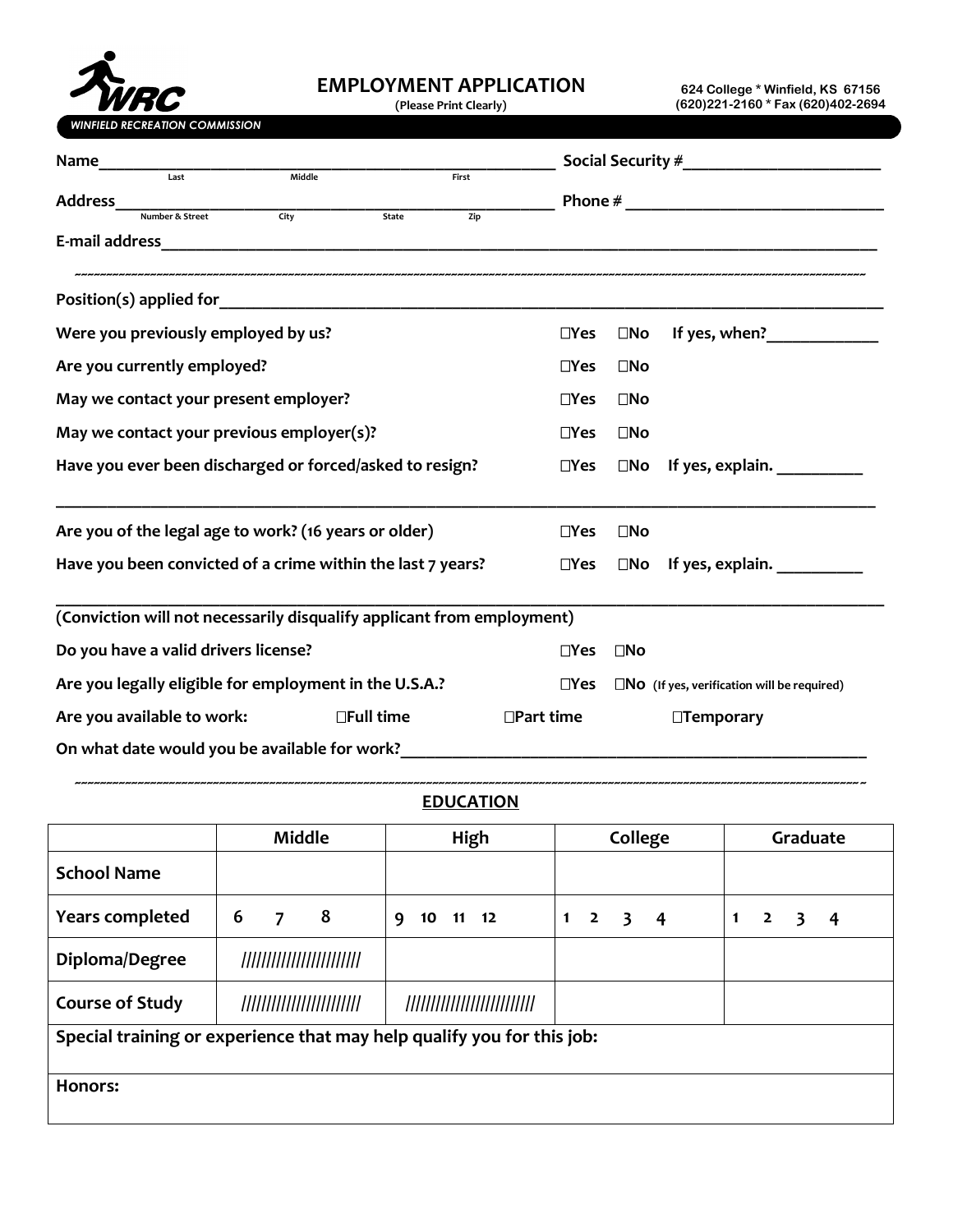**WRC**

*WINFIELD RECREATION COMMISSION*

# EMPLOYMENT APPLICATION

(Please Print Clearly)

624 College * Winfield, KS 67156
(620)221-2160 * Fax (620)402-2694

**Name**\_\_\_\_\_\_\_\_\_\_\_\_\_\_\_\_\_\_\_\_\_\_\_\_\_\_\_\_\_\_\_\_\_\_\_\_\_\_\_\_\_\_\_\_ **Social Security #**\_\_\_\_\_\_\_\_\_\_\_\_\_\_\_\_\_\_\_\_
Last Middle First

**Address**\_\_\_\_\_\_\_\_\_\_\_\_\_\_\_\_\_\_\_\_\_\_\_\_\_\_\_\_\_\_\_\_\_\_\_\_\_\_\_\_\_\_\_\_ **Phone #** \_\_\_\_\_\_\_\_\_\_\_\_\_\_\_\_\_\_\_\_\_\_\_\_
Number & Street City State Zip

**E-mail address**\_\_\_\_\_\_\_\_\_\_\_\_\_\_\_\_\_\_\_\_\_\_\_\_\_\_\_\_\_\_\_\_\_\_\_\_\_\_\_\_\_\_\_\_\_\_\_\_\_\_\_\_\_\_\_\_\_\_\_\_\_\_\_\_\_\_

---

**Position(s) applied for**\_\_\_\_\_\_\_\_\_\_\_\_\_\_\_\_\_\_\_\_\_\_\_\_\_\_\_\_\_\_\_\_\_\_\_\_\_\_\_\_\_\_\_\_\_\_\_\_\_\_\_\_\_\_\_\_\_\_\_\_

**Were you previously employed by us?** ☐Yes ☐No If yes, when?\_\_\_\_\_\_\_\_\_\_\_\_

**Are you currently employed?** ☐Yes ☐No

**May we contact your present employer?** ☐Yes ☐No

**May we contact your previous employer(s)?** ☐Yes ☐No

**Have you ever been discharged or forced/asked to resign?** ☐Yes ☐No If yes, explain. \_\_\_\_\_\_\_\_\_\_

\_\_\_\_\_\_\_\_\_\_\_\_\_\_\_\_\_\_\_\_\_\_\_\_\_\_\_\_\_\_\_\_\_\_\_\_\_\_\_\_\_\_\_\_\_\_\_\_\_\_\_\_\_\_\_\_\_\_\_\_\_\_\_\_\_\_\_\_\_\_\_\_\_\_\_\_\_\_\_\_\_\_

**Are you of the legal age to work? (16 years or older)** ☐Yes ☐No

**Have you been convicted of a crime within the last 7 years?** ☐Yes ☐No If yes, explain. \_\_\_\_\_\_\_\_\_\_

\_\_\_\_\_\_\_\_\_\_\_\_\_\_\_\_\_\_\_\_\_\_\_\_\_\_\_\_\_\_\_\_\_\_\_\_\_\_\_\_\_\_\_\_\_\_\_\_\_\_\_\_\_\_\_\_\_\_\_\_\_\_\_\_\_\_\_\_\_\_\_\_\_\_\_\_\_\_\_\_\_\_

**(Conviction will not necessarily disqualify applicant from employment)**

**Do you have a valid drivers license?** ☐Yes ☐No

**Are you legally eligible for employment in the U.S.A.?** ☐Yes ☐No (If yes, verification will be required)

**Are you available to work:** ☐Full time ☐Part time ☐Temporary

**On what date would you be available for work?**\_\_\_\_\_\_\_\_\_\_\_\_\_\_\_\_\_\_\_\_\_\_\_\_\_\_\_\_\_\_\_\_\_\_\_\_\_\_\_\_\_\_\_\_

---

## EDUCATION

| | Middle | High | College | Graduate |
|---|---|---|---|---|
| **School Name** | | | | |
| **Years completed** | 6 7 8 | 9 10 11 12 | 1 2 3 4 | 1 2 3 4 |
| **Diploma/Degree** | ////////////////////// | | | |
| **Course of Study** | ////////////////////// | ////////////////////// | | |
| **Special training or experience that may help qualify you for this job:** | | | | |
| **Honors:** | | | | |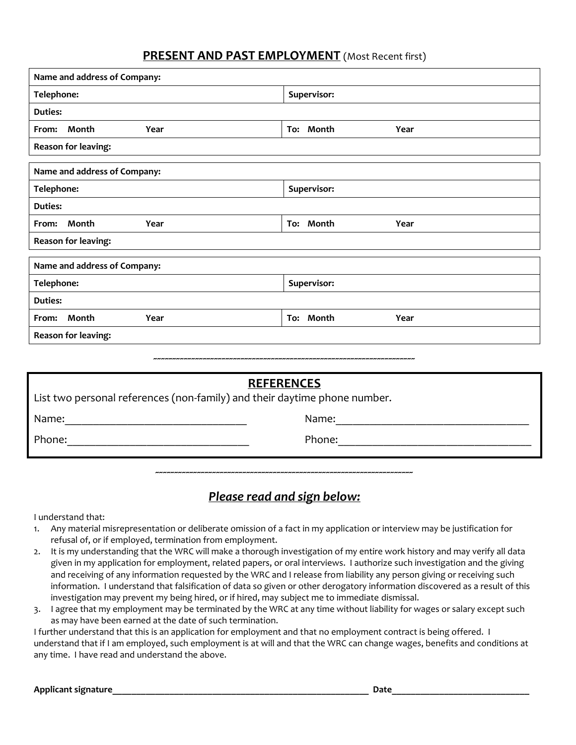## PRESENT AND PAST EMPLOYMENT (Most Recent first)

| | |
|---|---|
| **Name and address of Company:** | |
| **Telephone:** | **Supervisor:** |
| **Duties:** | |
| **From: Month Year** | **To: Month Year** |
| **Reason for leaving:** | |

| | |
|---|---|
| **Name and address of Company:** | |
| **Telephone:** | **Supervisor:** |
| **Duties:** | |
| **From: Month Year** | **To: Month Year** |
| **Reason for leaving:** | |

| | |
|---|---|
| **Name and address of Company:** | |
| **Telephone:** | **Supervisor:** |
| **Duties:** | |
| **From: Month Year** | **To: Month Year** |
| **Reason for leaving:** | |

~~~~~~~~~~~~~~~~~~~~~~~~~~~~~~~~~~~~~~~~~~~~~~~~~~~~~~~~~~~~~~~~~~~~~~~~

## REFERENCES

List two personal references (non-family) and their daytime phone number.

Name:_________________________________ Name:___________________________________

Phone:_________________________________ Phone:___________________________________

~~~~~~~~~~~~~~~~~~~~~~~~~~~~~~~~~~~~~~~~~~~~~~~~~~~~~~~~~~~~~~~~~~~~~~~~

## *Please read and sign below:*

I understand that:

1. Any material misrepresentation or deliberate omission of a fact in my application or interview may be justification for refusal of, or if employed, termination from employment.
2. It is my understanding that the WRC will make a thorough investigation of my entire work history and may verify all data given in my application for employment, related papers, or oral interviews. I authorize such investigation and the giving and receiving of any information requested by the WRC and I release from liability any person giving or receiving such information. I understand that falsification of data so given or other derogatory information discovered as a result of this investigation may prevent my being hired, or if hired, may subject me to immediate dismissal.
3. I agree that my employment may be terminated by the WRC at any time without liability for wages or salary except such as may have been earned at the date of such termination.

I further understand that this is an application for employment and that no employment contract is being offered. I understand that if I am employed, such employment is at will and that the WRC can change wages, benefits and conditions at any time. I have read and understand the above.

**Applicant signature**_______________________________________________________ **Date**_____________________________